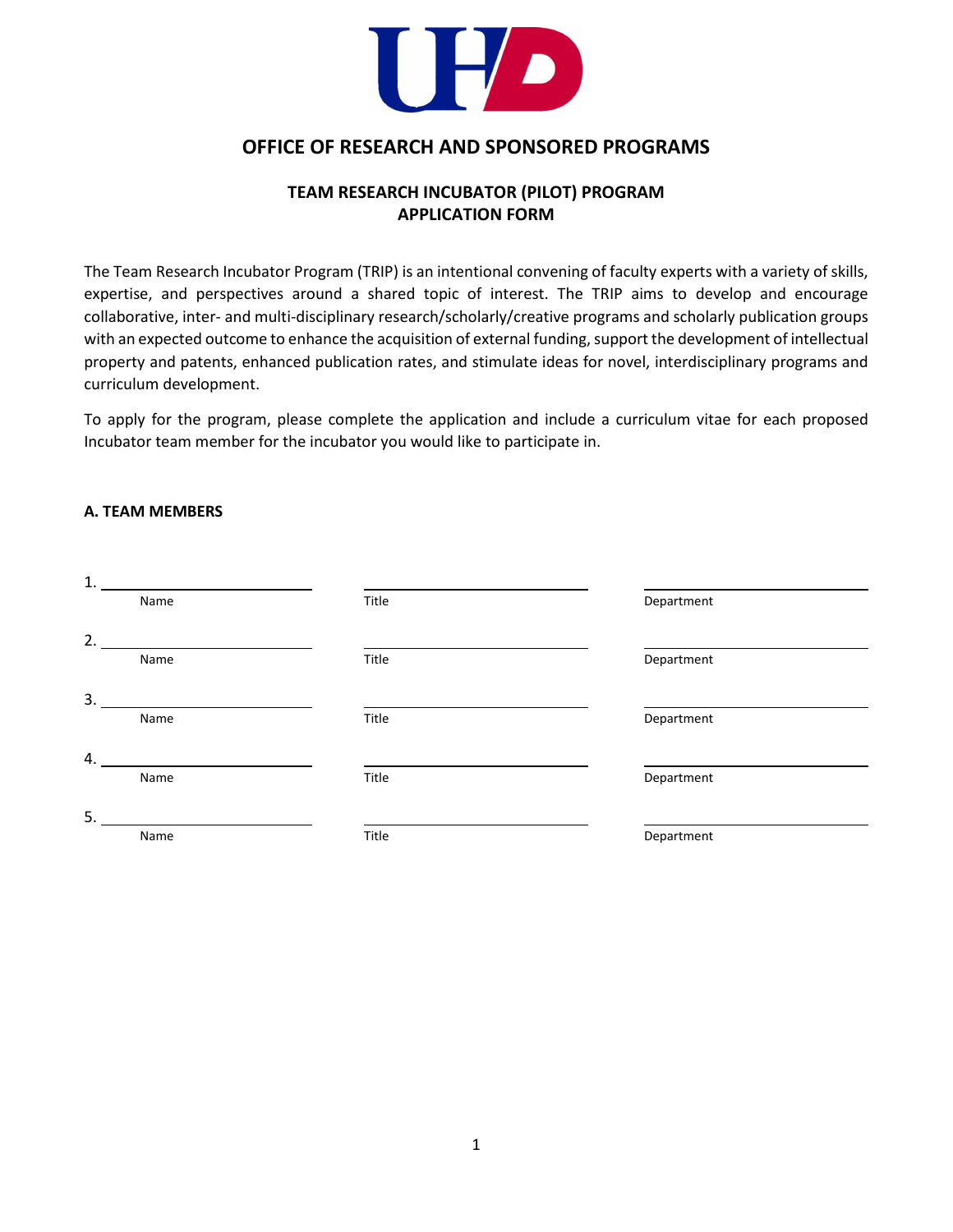# OFFICE OF RESEARCH AND SPONSORED PROGRAMS

## TEAM RESEARCH INCUBATOR (PILOT) PROGRAM APPLICATION FORM

The Team Research Incubator Program (TRIP) is an intentional convening of faculty experts with a variety of skills, expertise, and perspectives around a shared topic of interest. The TRIP aims to develop and encourage collaborative, inter- and multi-disciplinary research/scholarly/creative programs and scholarly publication groups with an expected outcome to enhance the acquisition of external funding, support the development of intellectual property and patents, enhanced publication rates, and stimulate ideas for novel, interdisciplinary programs and curriculum development.

To apply for the program, please complete the application and include a curriculum vitae for each proposed Incubator team member for the incubator you would like to participate in.

### A. TEAM MEMBERS

1. ______________________ ______________________ ______________________
   Name Title Department

2. ______________________ ______________________ ______________________
   Name Title Department

3. ______________________ ______________________ ______________________
   Name Title Department

4. ______________________ ______________________ ______________________
   Name Title Department

5. ______________________ ______________________ ______________________
   Name Title Department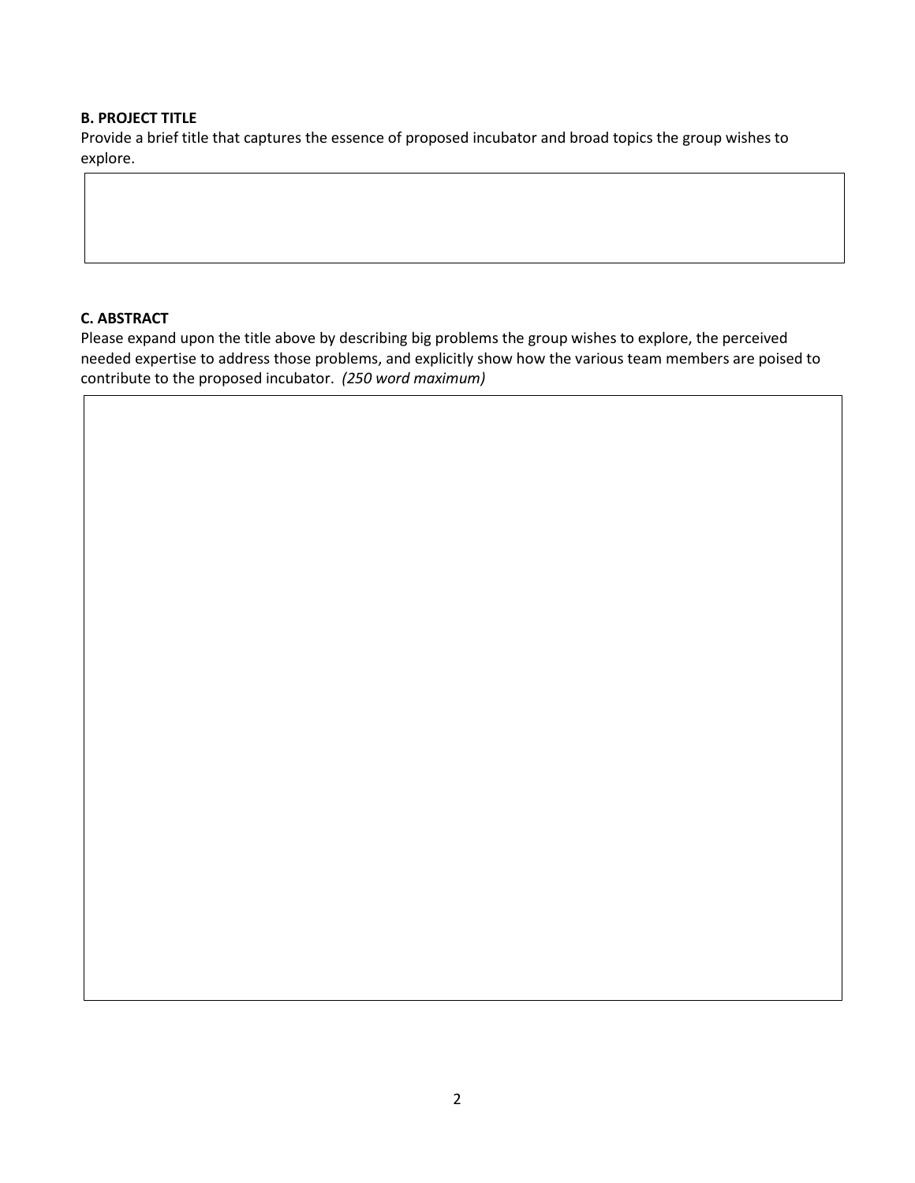**B. PROJECT TITLE**

Provide a brief title that captures the essence of proposed incubator and broad topics the group wishes to explore.

**C. ABSTRACT**

Please expand upon the title above by describing big problems the group wishes to explore, the perceived needed expertise to address those problems, and explicitly show how the various team members are poised to contribute to the proposed incubator. *(250 word maximum)*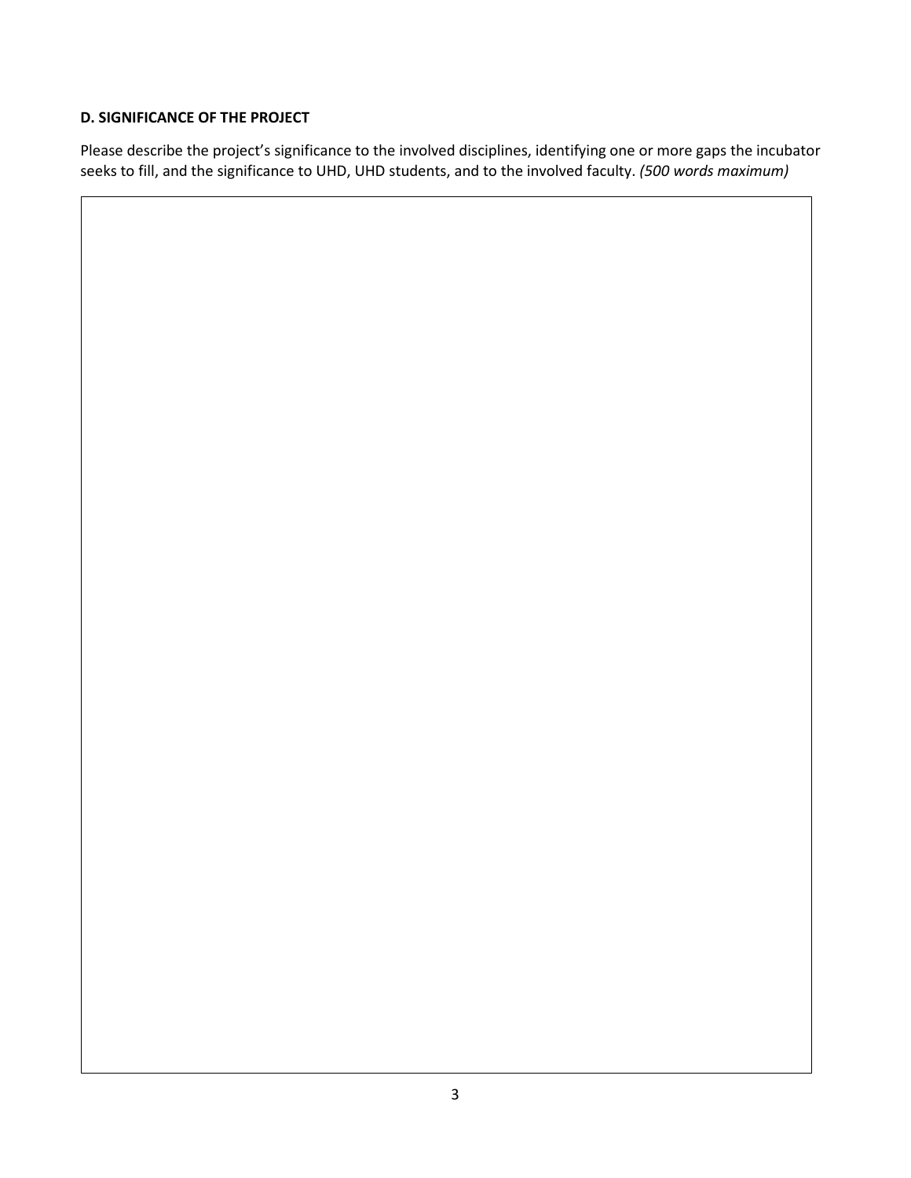### D. SIGNIFICANCE OF THE PROJECT

Please describe the project's significance to the involved disciplines, identifying one or more gaps the incubator seeks to fill, and the significance to UHD, UHD students, and to the involved faculty. *(500 words maximum)*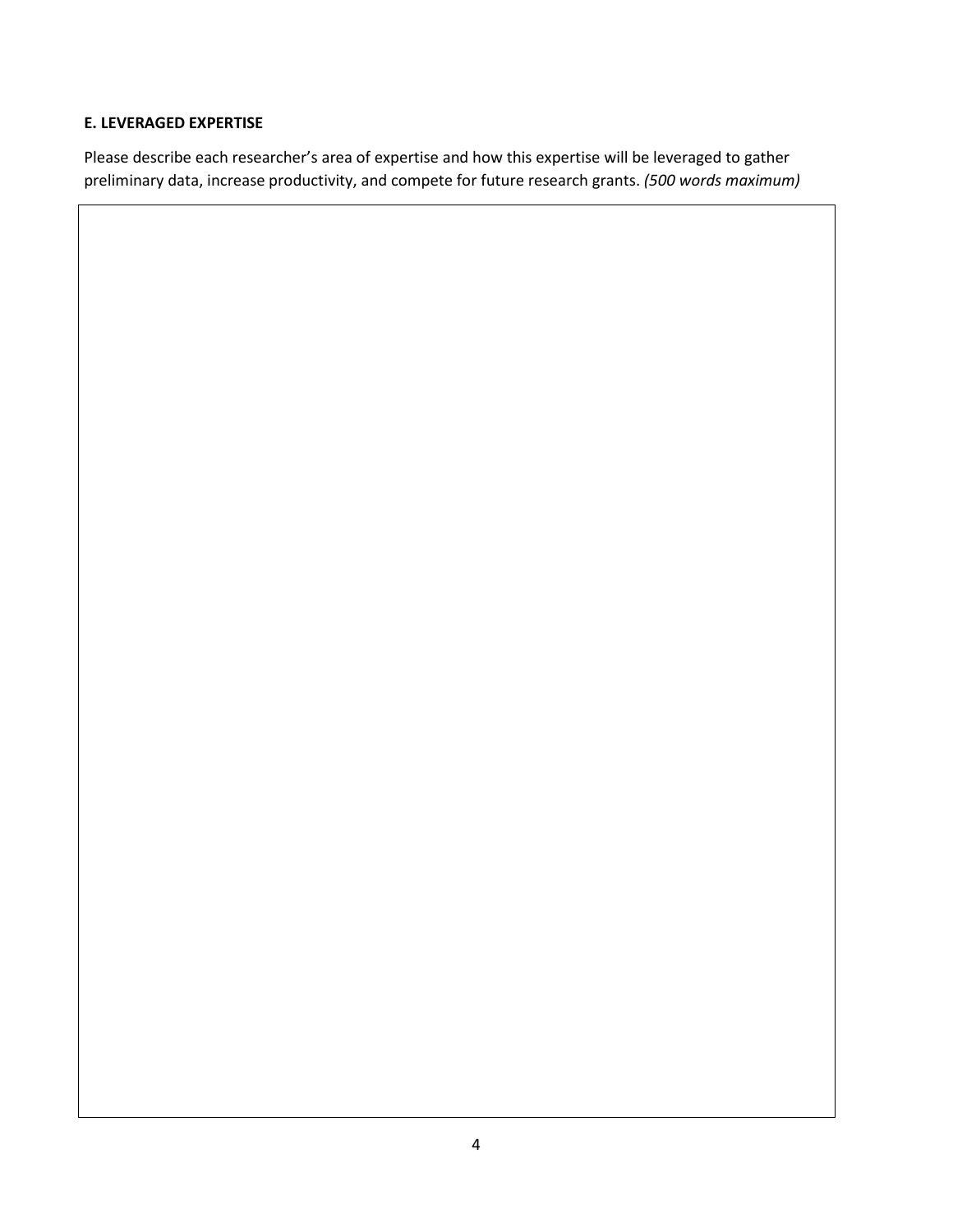**E. LEVERAGED EXPERTISE**

Please describe each researcher's area of expertise and how this expertise will be leveraged to gather preliminary data, increase productivity, and compete for future research grants. *(500 words maximum)*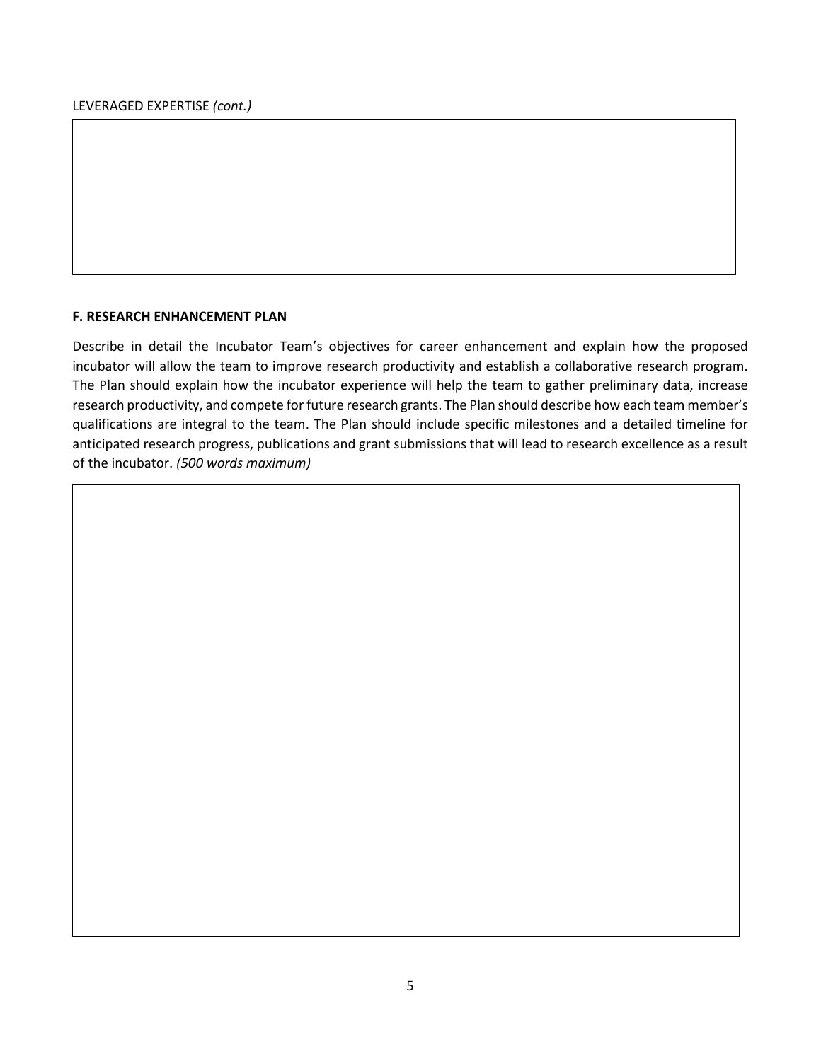LEVERAGED EXPERTISE *(cont.)*

**F. RESEARCH ENHANCEMENT PLAN**

Describe in detail the Incubator Team's objectives for career enhancement and explain how the proposed incubator will allow the team to improve research productivity and establish a collaborative research program. The Plan should explain how the incubator experience will help the team to gather preliminary data, increase research productivity, and compete for future research grants. The Plan should describe how each team member's qualifications are integral to the team. The Plan should include specific milestones and a detailed timeline for anticipated research progress, publications and grant submissions that will lead to research excellence as a result of the incubator. *(500 words maximum)*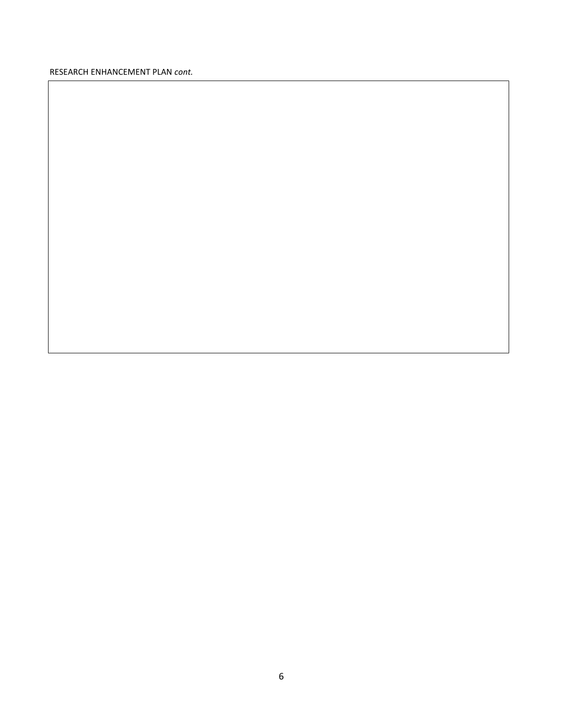RESEARCH ENHANCEMENT PLAN *cont.*